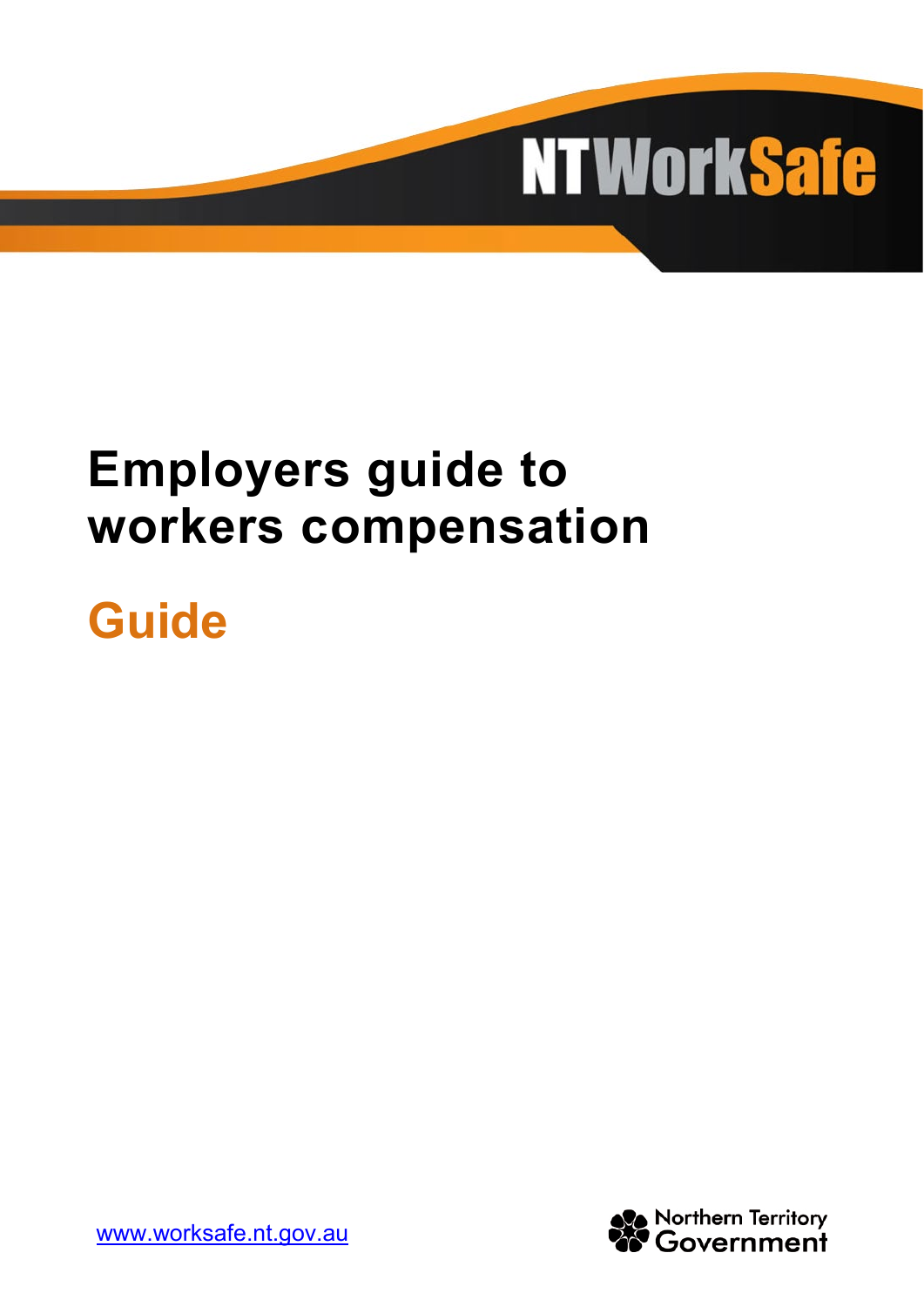NTWorkSafe

# Employers guide to workers compensation

## Guide

www.worksafe.nt.gov.au

Northern Territory Government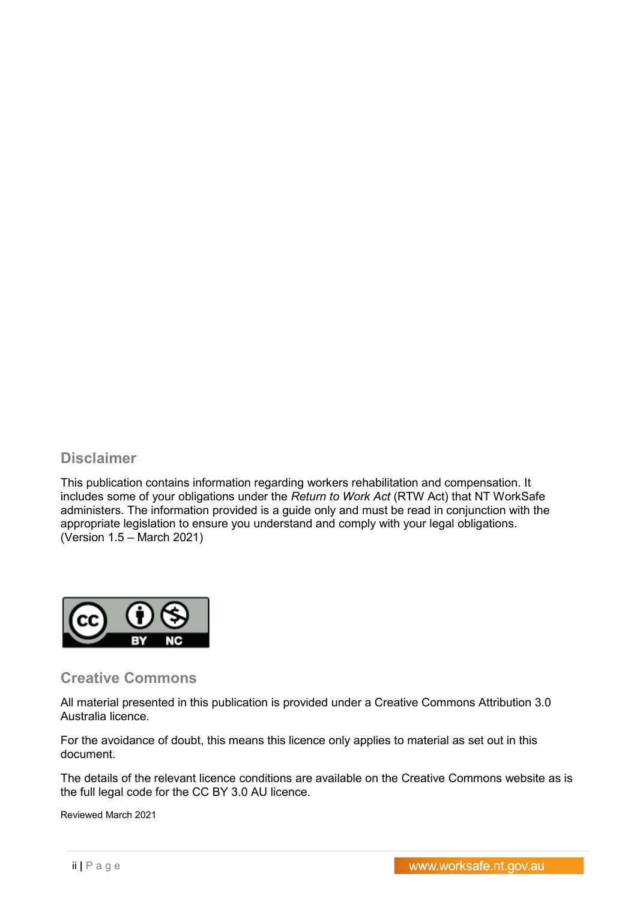## Disclaimer

This publication contains information regarding workers rehabilitation and compensation. It includes some of your obligations under the *Return to Work Act* (RTW Act) that NT WorkSafe administers. The information provided is a guide only and must be read in conjunction with the appropriate legislation to ensure you understand and comply with your legal obligations. (Version 1.5 – March 2021)

## Creative Commons

All material presented in this publication is provided under a Creative Commons Attribution 3.0 Australia licence.

For the avoidance of doubt, this means this licence only applies to material as set out in this document.

The details of the relevant licence conditions are available on the Creative Commons website as is the full legal code for the CC BY 3.0 AU licence.

Reviewed March 2021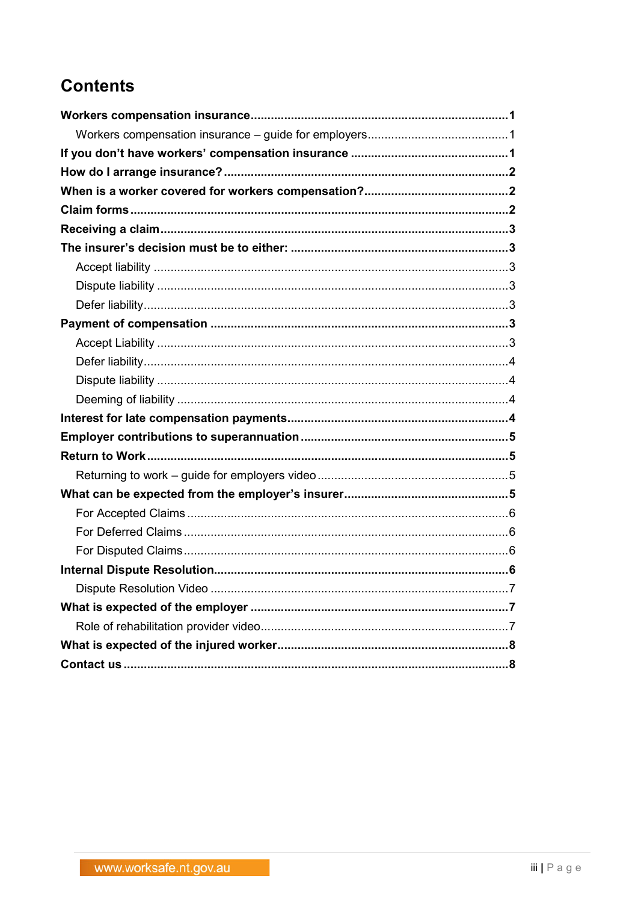# Contents

**Workers compensation insurance** ... **1**

- Workers compensation insurance – guide for employers ... 1

**If you don't have workers' compensation insurance** ... **1**

**How do I arrange insurance?** ... **2**

**When is a worker covered for workers compensation?** ... **2**

**Claim forms** ... **2**

**Receiving a claim** ... **3**

**The insurer's decision must be to either:** ... **3**

- Accept liability ... 3
- Dispute liability ... 3
- Defer liability ... 3

**Payment of compensation** ... **3**

- Accept Liability ... 3
- Defer liability ... 4
- Dispute liability ... 4
- Deeming of liability ... 4

**Interest for late compensation payments** ... **4**

**Employer contributions to superannuation** ... **5**

**Return to Work** ... **5**

- Returning to work – guide for employers video ... 5

**What can be expected from the employer's insurer** ... **5**

- For Accepted Claims ... 6
- For Deferred Claims ... 6
- For Disputed Claims ... 6

**Internal Dispute Resolution** ... **6**

- Dispute Resolution Video ... 7

**What is expected of the employer** ... **7**

- Role of rehabilitation provider video ... 7

**What is expected of the injured worker** ... **8**

**Contact us** ... **8**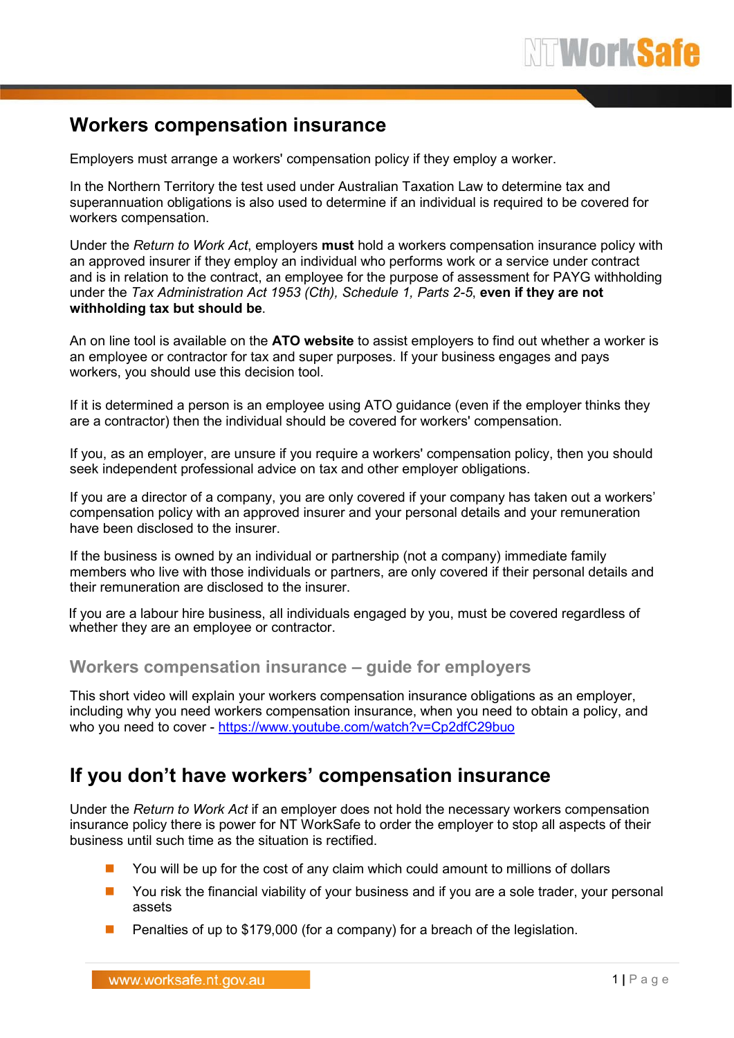# Workers compensation insurance

Employers must arrange a workers' compensation policy if they employ a worker.

In the Northern Territory the test used under Australian Taxation Law to determine tax and superannuation obligations is also used to determine if an individual is required to be covered for workers compensation.

Under the *Return to Work Act*, employers **must** hold a workers compensation insurance policy with an approved insurer if they employ an individual who performs work or a service under contract and is in relation to the contract, an employee for the purpose of assessment for PAYG withholding under the *Tax Administration Act 1953 (Cth), Schedule 1, Parts 2-5*, **even if they are not withholding tax but should be**.

An on line tool is available on the **ATO website** to assist employers to find out whether a worker is an employee or contractor for tax and super purposes. If your business engages and pays workers, you should use this decision tool.

If it is determined a person is an employee using ATO guidance (even if the employer thinks they are a contractor) then the individual should be covered for workers' compensation.

If you, as an employer, are unsure if you require a workers' compensation policy, then you should seek independent professional advice on tax and other employer obligations.

If you are a director of a company, you are only covered if your company has taken out a workers' compensation policy with an approved insurer and your personal details and your remuneration have been disclosed to the insurer.

If the business is owned by an individual or partnership (not a company) immediate family members who live with those individuals or partners, are only covered if their personal details and their remuneration are disclosed to the insurer.

If you are a labour hire business, all individuals engaged by you, must be covered regardless of whether they are an employee or contractor.

## Workers compensation insurance – guide for employers

This short video will explain your workers compensation insurance obligations as an employer, including why you need workers compensation insurance, when you need to obtain a policy, and who you need to cover - https://www.youtube.com/watch?v=Cp2dfC29buo

# If you don't have workers' compensation insurance

Under the *Return to Work Act* if an employer does not hold the necessary workers compensation insurance policy there is power for NT WorkSafe to order the employer to stop all aspects of their business until such time as the situation is rectified.

- You will be up for the cost of any claim which could amount to millions of dollars
- You risk the financial viability of your business and if you are a sole trader, your personal assets
- Penalties of up to $179,000 (for a company) for a breach of the legislation.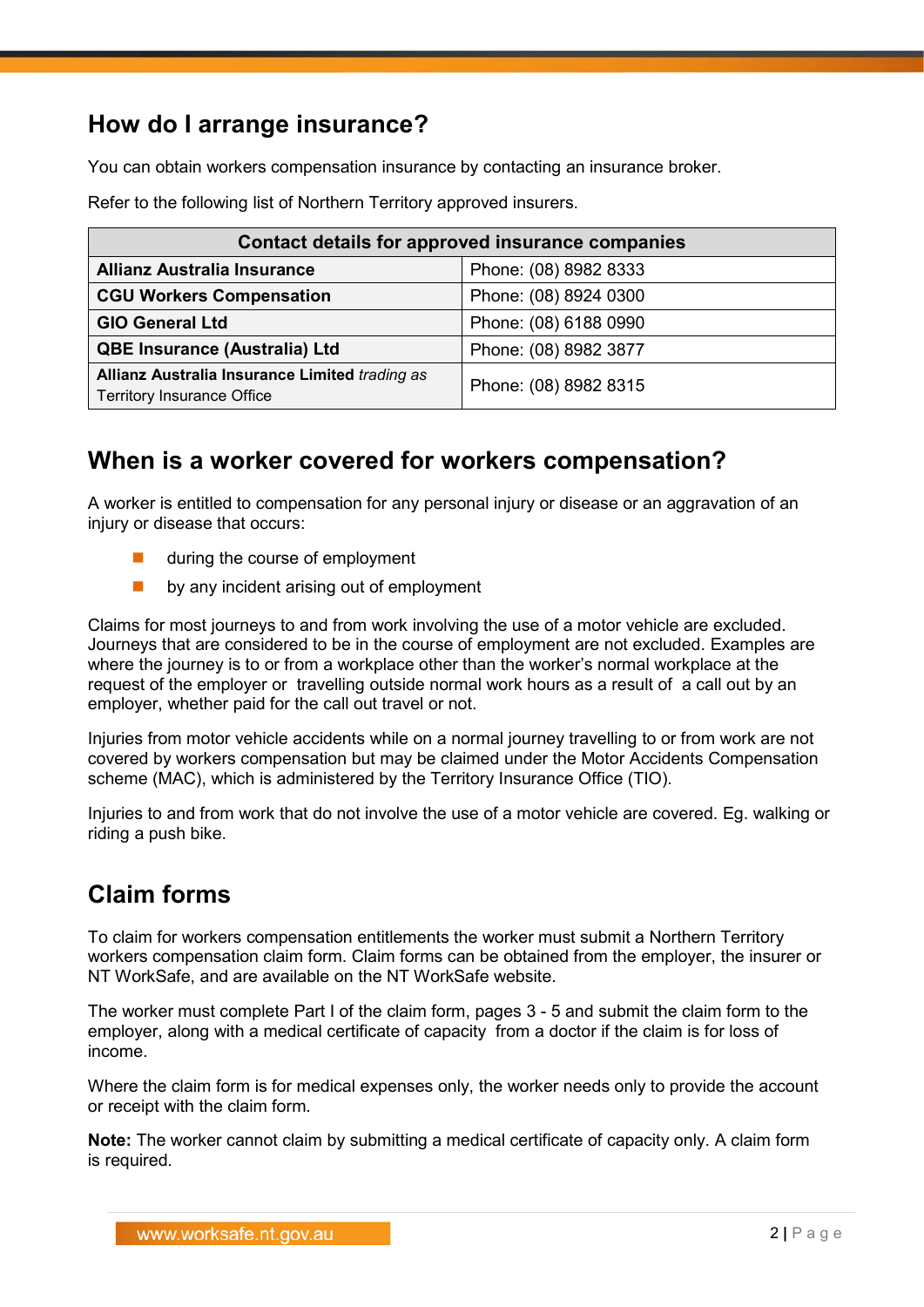## How do I arrange insurance?

You can obtain workers compensation insurance by contacting an insurance broker.

Refer to the following list of Northern Territory approved insurers.

| Contact details for approved insurance companies | |
|---|---|
| **Allianz Australia Insurance** | Phone: (08) 8982 8333 |
| **CGU Workers Compensation** | Phone: (08) 8924 0300 |
| **GIO General Ltd** | Phone: (08) 6188 0990 |
| **QBE Insurance (Australia) Ltd** | Phone: (08) 8982 3877 |
| **Allianz Australia Insurance Limited** *trading as* Territory Insurance Office | Phone: (08) 8982 8315 |

## When is a worker covered for workers compensation?

A worker is entitled to compensation for any personal injury or disease or an aggravation of an injury or disease that occurs:

- during the course of employment
- by any incident arising out of employment

Claims for most journeys to and from work involving the use of a motor vehicle are excluded. Journeys that are considered to be in the course of employment are not excluded. Examples are where the journey is to or from a workplace other than the worker's normal workplace at the request of the employer or travelling outside normal work hours as a result of a call out by an employer, whether paid for the call out travel or not.

Injuries from motor vehicle accidents while on a normal journey travelling to or from work are not covered by workers compensation but may be claimed under the Motor Accidents Compensation scheme (MAC), which is administered by the Territory Insurance Office (TIO).

Injuries to and from work that do not involve the use of a motor vehicle are covered. Eg. walking or riding a push bike.

## Claim forms

To claim for workers compensation entitlements the worker must submit a Northern Territory workers compensation claim form. Claim forms can be obtained from the employer, the insurer or NT WorkSafe, and are available on the NT WorkSafe website.

The worker must complete Part I of the claim form, pages 3 - 5 and submit the claim form to the employer, along with a medical certificate of capacity from a doctor if the claim is for loss of income.

Where the claim form is for medical expenses only, the worker needs only to provide the account or receipt with the claim form.

**Note:** The worker cannot claim by submitting a medical certificate of capacity only. A claim form is required.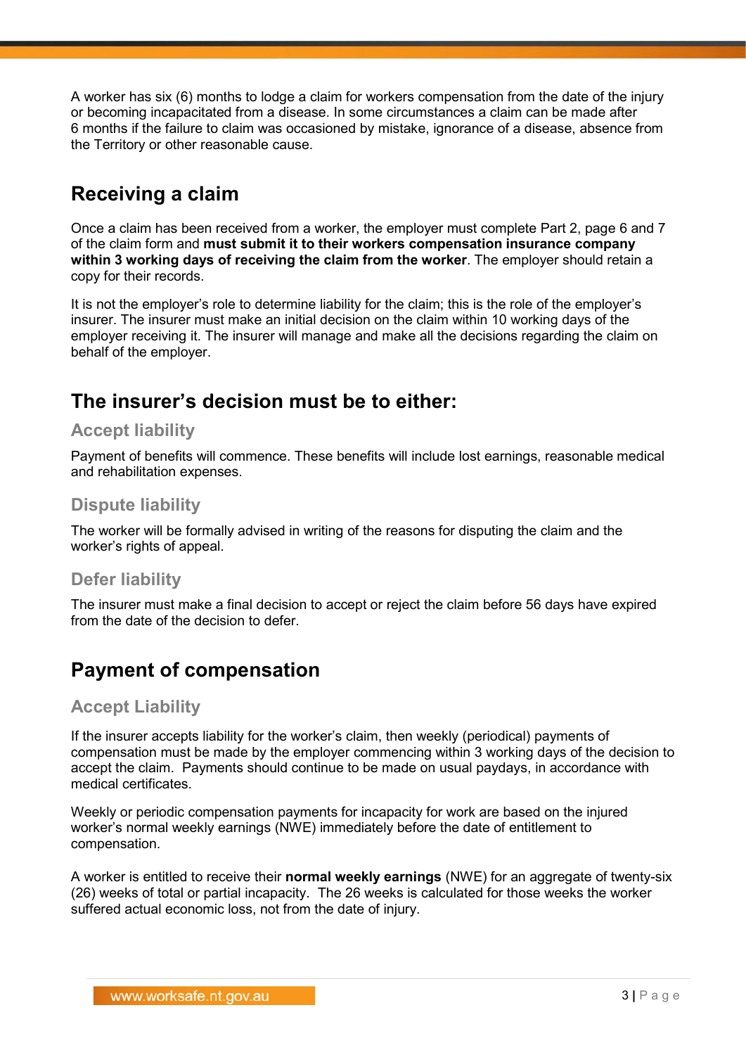A worker has six (6) months to lodge a claim for workers compensation from the date of the injury or becoming incapacitated from a disease. In some circumstances a claim can be made after 6 months if the failure to claim was occasioned by mistake, ignorance of a disease, absence from the Territory or other reasonable cause.

## Receiving a claim

Once a claim has been received from a worker, the employer must complete Part 2, page 6 and 7 of the claim form and **must submit it to their workers compensation insurance company within 3 working days of receiving the claim from the worker**. The employer should retain a copy for their records.

It is not the employer's role to determine liability for the claim; this is the role of the employer's insurer. The insurer must make an initial decision on the claim within 10 working days of the employer receiving it. The insurer will manage and make all the decisions regarding the claim on behalf of the employer.

## The insurer's decision must be to either:

### Accept liability

Payment of benefits will commence. These benefits will include lost earnings, reasonable medical and rehabilitation expenses.

### Dispute liability

The worker will be formally advised in writing of the reasons for disputing the claim and the worker's rights of appeal.

### Defer liability

The insurer must make a final decision to accept or reject the claim before 56 days have expired from the date of the decision to defer.

## Payment of compensation

### Accept Liability

If the insurer accepts liability for the worker's claim, then weekly (periodical) payments of compensation must be made by the employer commencing within 3 working days of the decision to accept the claim. Payments should continue to be made on usual paydays, in accordance with medical certificates.

Weekly or periodic compensation payments for incapacity for work are based on the injured worker's normal weekly earnings (NWE) immediately before the date of entitlement to compensation.

A worker is entitled to receive their **normal weekly earnings** (NWE) for an aggregate of twenty-six (26) weeks of total or partial incapacity. The 26 weeks is calculated for those weeks the worker suffered actual economic loss, not from the date of injury.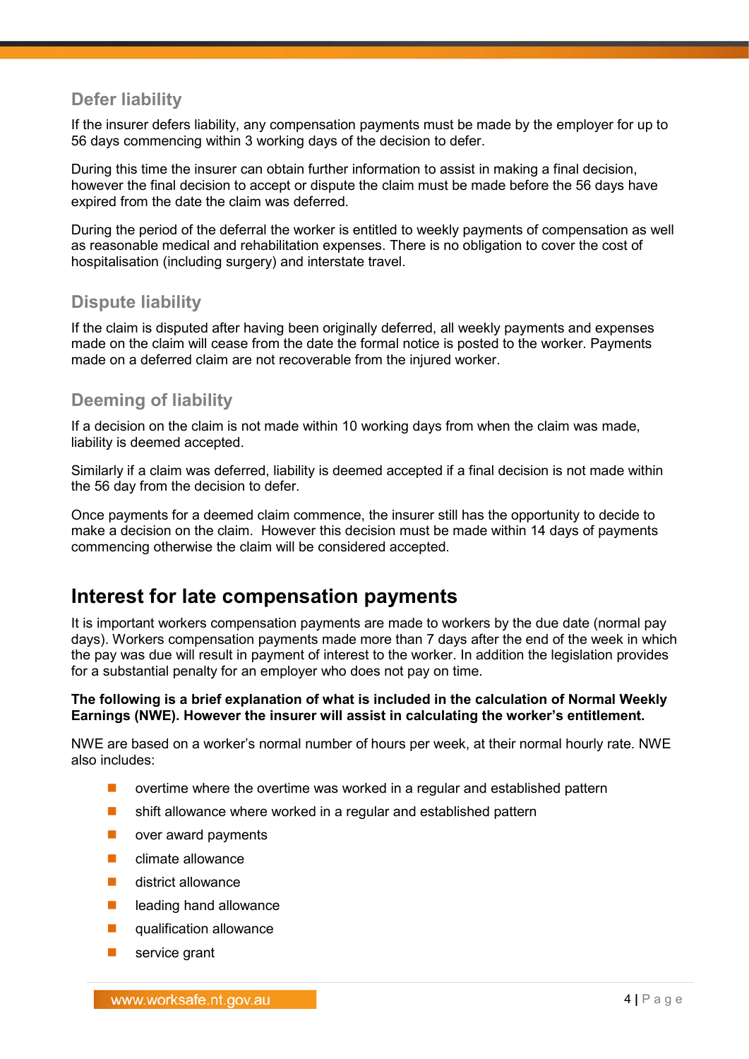### Defer liability

If the insurer defers liability, any compensation payments must be made by the employer for up to 56 days commencing within 3 working days of the decision to defer.

During this time the insurer can obtain further information to assist in making a final decision, however the final decision to accept or dispute the claim must be made before the 56 days have expired from the date the claim was deferred.

During the period of the deferral the worker is entitled to weekly payments of compensation as well as reasonable medical and rehabilitation expenses. There is no obligation to cover the cost of hospitalisation (including surgery) and interstate travel.

### Dispute liability

If the claim is disputed after having been originally deferred, all weekly payments and expenses made on the claim will cease from the date the formal notice is posted to the worker. Payments made on a deferred claim are not recoverable from the injured worker.

### Deeming of liability

If a decision on the claim is not made within 10 working days from when the claim was made, liability is deemed accepted.

Similarly if a claim was deferred, liability is deemed accepted if a final decision is not made within the 56 day from the decision to defer.

Once payments for a deemed claim commence, the insurer still has the opportunity to decide to make a decision on the claim. However this decision must be made within 14 days of payments commencing otherwise the claim will be considered accepted.

## Interest for late compensation payments

It is important workers compensation payments are made to workers by the due date (normal pay days). Workers compensation payments made more than 7 days after the end of the week in which the pay was due will result in payment of interest to the worker. In addition the legislation provides for a substantial penalty for an employer who does not pay on time.

**The following is a brief explanation of what is included in the calculation of Normal Weekly Earnings (NWE). However the insurer will assist in calculating the worker's entitlement.**

NWE are based on a worker's normal number of hours per week, at their normal hourly rate. NWE also includes:

- overtime where the overtime was worked in a regular and established pattern
- shift allowance where worked in a regular and established pattern
- over award payments
- climate allowance
- district allowance
- leading hand allowance
- qualification allowance
- service grant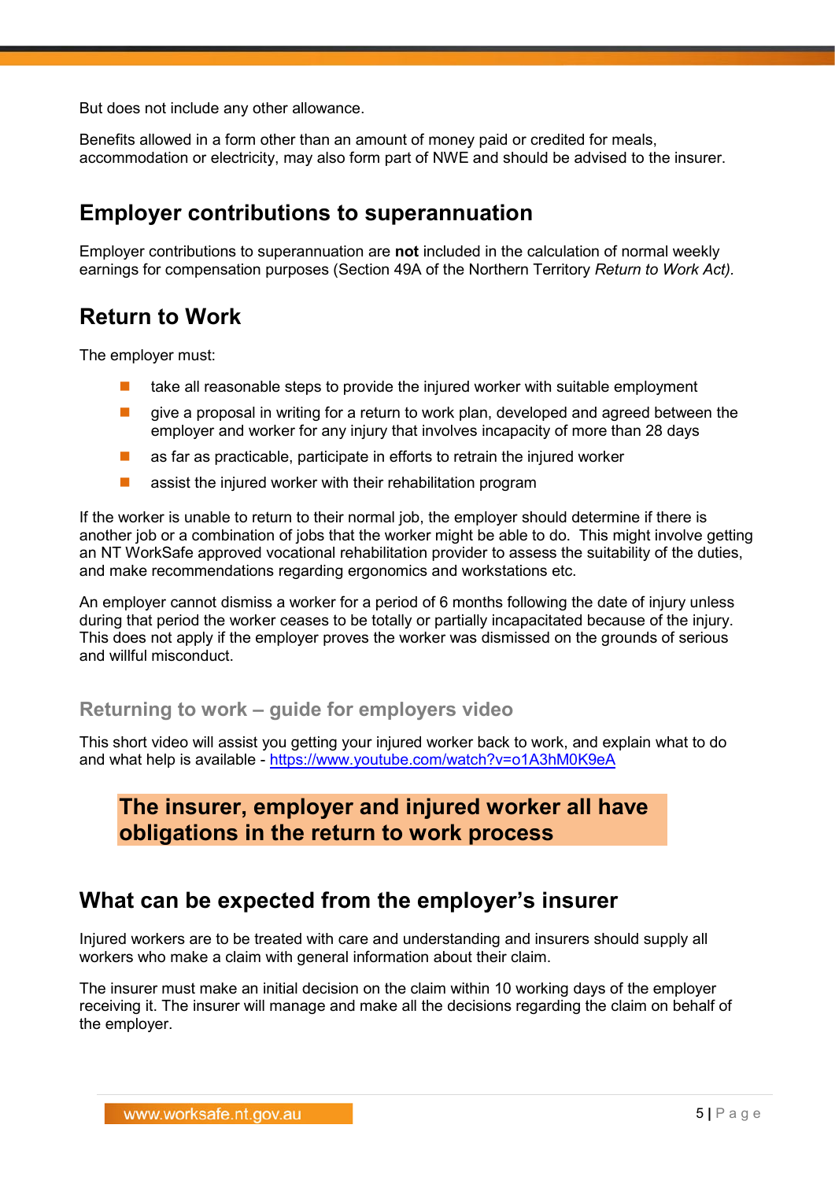But does not include any other allowance.

Benefits allowed in a form other than an amount of money paid or credited for meals, accommodation or electricity, may also form part of NWE and should be advised to the insurer.

## Employer contributions to superannuation

Employer contributions to superannuation are **not** included in the calculation of normal weekly earnings for compensation purposes (Section 49A of the Northern Territory *Return to Work Act)*.

## Return to Work

The employer must:

- take all reasonable steps to provide the injured worker with suitable employment
- give a proposal in writing for a return to work plan, developed and agreed between the employer and worker for any injury that involves incapacity of more than 28 days
- as far as practicable, participate in efforts to retrain the injured worker
- assist the injured worker with their rehabilitation program

If the worker is unable to return to their normal job, the employer should determine if there is another job or a combination of jobs that the worker might be able to do. This might involve getting an NT WorkSafe approved vocational rehabilitation provider to assess the suitability of the duties, and make recommendations regarding ergonomics and workstations etc.

An employer cannot dismiss a worker for a period of 6 months following the date of injury unless during that period the worker ceases to be totally or partially incapacitated because of the injury. This does not apply if the employer proves the worker was dismissed on the grounds of serious and willful misconduct.

### Returning to work – guide for employers video

This short video will assist you getting your injured worker back to work, and explain what to do and what help is available - https://www.youtube.com/watch?v=o1A3hM0K9eA

**The insurer, employer and injured worker all have obligations in the return to work process**

## What can be expected from the employer's insurer

Injured workers are to be treated with care and understanding and insurers should supply all workers who make a claim with general information about their claim.

The insurer must make an initial decision on the claim within 10 working days of the employer receiving it. The insurer will manage and make all the decisions regarding the claim on behalf of the employer.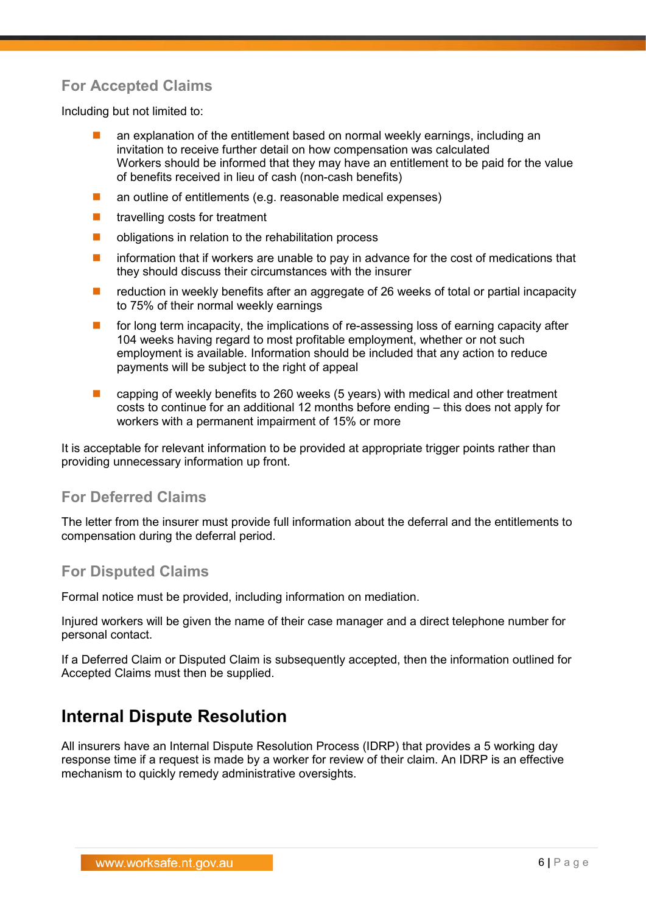### For Accepted Claims

Including but not limited to:

- an explanation of the entitlement based on normal weekly earnings, including an invitation to receive further detail on how compensation was calculated
  Workers should be informed that they may have an entitlement to be paid for the value of benefits received in lieu of cash (non-cash benefits)
- an outline of entitlements (e.g. reasonable medical expenses)
- travelling costs for treatment
- obligations in relation to the rehabilitation process
- information that if workers are unable to pay in advance for the cost of medications that they should discuss their circumstances with the insurer
- reduction in weekly benefits after an aggregate of 26 weeks of total or partial incapacity to 75% of their normal weekly earnings
- for long term incapacity, the implications of re-assessing loss of earning capacity after 104 weeks having regard to most profitable employment, whether or not such employment is available. Information should be included that any action to reduce payments will be subject to the right of appeal
- capping of weekly benefits to 260 weeks (5 years) with medical and other treatment costs to continue for an additional 12 months before ending – this does not apply for workers with a permanent impairment of 15% or more

It is acceptable for relevant information to be provided at appropriate trigger points rather than providing unnecessary information up front.

### For Deferred Claims

The letter from the insurer must provide full information about the deferral and the entitlements to compensation during the deferral period.

### For Disputed Claims

Formal notice must be provided, including information on mediation.

Injured workers will be given the name of their case manager and a direct telephone number for personal contact.

If a Deferred Claim or Disputed Claim is subsequently accepted, then the information outlined for Accepted Claims must then be supplied.

## Internal Dispute Resolution

All insurers have an Internal Dispute Resolution Process (IDRP) that provides a 5 working day response time if a request is made by a worker for review of their claim. An IDRP is an effective mechanism to quickly remedy administrative oversights.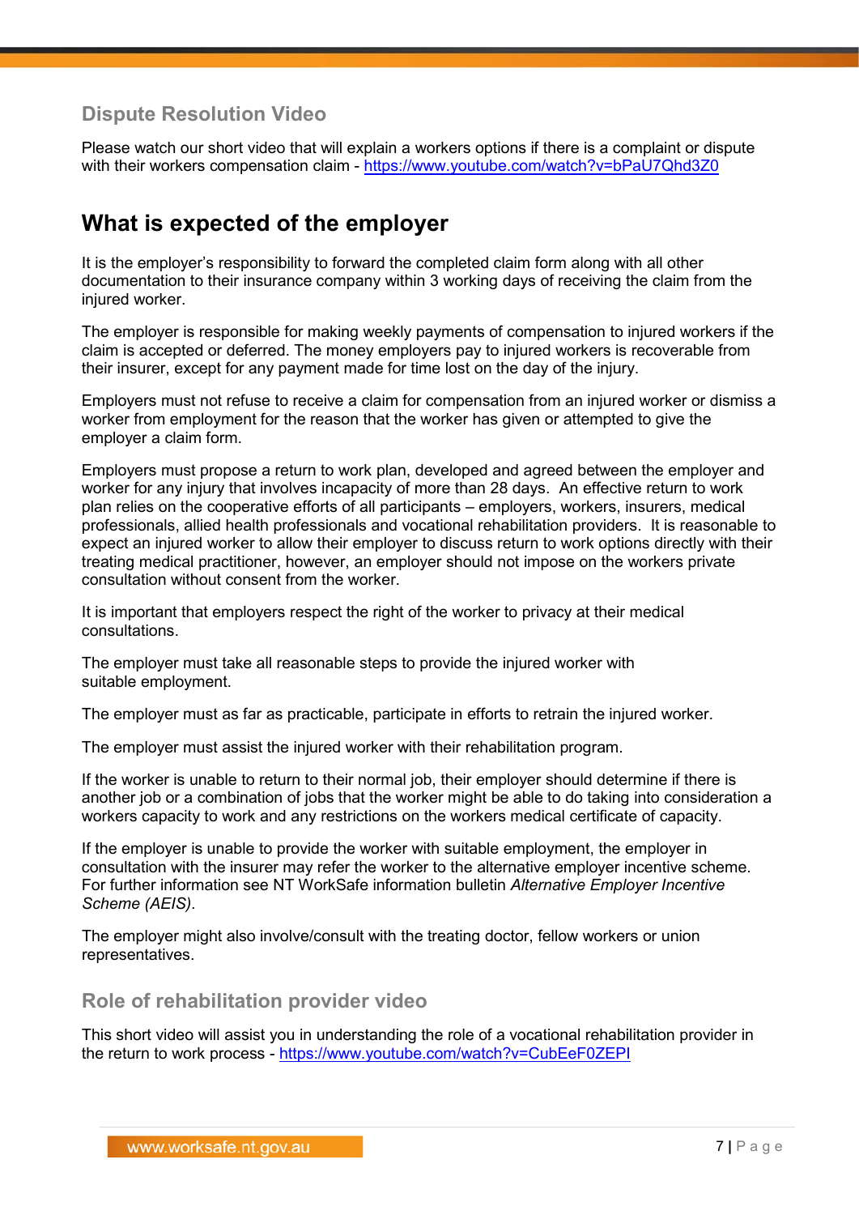### Dispute Resolution Video

Please watch our short video that will explain a workers options if there is a complaint or dispute with their workers compensation claim - https://www.youtube.com/watch?v=bPaU7Qhd3Z0

## What is expected of the employer

It is the employer's responsibility to forward the completed claim form along with all other documentation to their insurance company within 3 working days of receiving the claim from the injured worker.

The employer is responsible for making weekly payments of compensation to injured workers if the claim is accepted or deferred. The money employers pay to injured workers is recoverable from their insurer, except for any payment made for time lost on the day of the injury.

Employers must not refuse to receive a claim for compensation from an injured worker or dismiss a worker from employment for the reason that the worker has given or attempted to give the employer a claim form.

Employers must propose a return to work plan, developed and agreed between the employer and worker for any injury that involves incapacity of more than 28 days. An effective return to work plan relies on the cooperative efforts of all participants – employers, workers, insurers, medical professionals, allied health professionals and vocational rehabilitation providers. It is reasonable to expect an injured worker to allow their employer to discuss return to work options directly with their treating medical practitioner, however, an employer should not impose on the workers private consultation without consent from the worker.

It is important that employers respect the right of the worker to privacy at their medical consultations.

The employer must take all reasonable steps to provide the injured worker with suitable employment.

The employer must as far as practicable, participate in efforts to retrain the injured worker.

The employer must assist the injured worker with their rehabilitation program.

If the worker is unable to return to their normal job, their employer should determine if there is another job or a combination of jobs that the worker might be able to do taking into consideration a workers capacity to work and any restrictions on the workers medical certificate of capacity.

If the employer is unable to provide the worker with suitable employment, the employer in consultation with the insurer may refer the worker to the alternative employer incentive scheme. For further information see NT WorkSafe information bulletin *Alternative Employer Incentive Scheme (AEIS)*.

The employer might also involve/consult with the treating doctor, fellow workers or union representatives.

### Role of rehabilitation provider video

This short video will assist you in understanding the role of a vocational rehabilitation provider in the return to work process - https://www.youtube.com/watch?v=CubEeF0ZEPI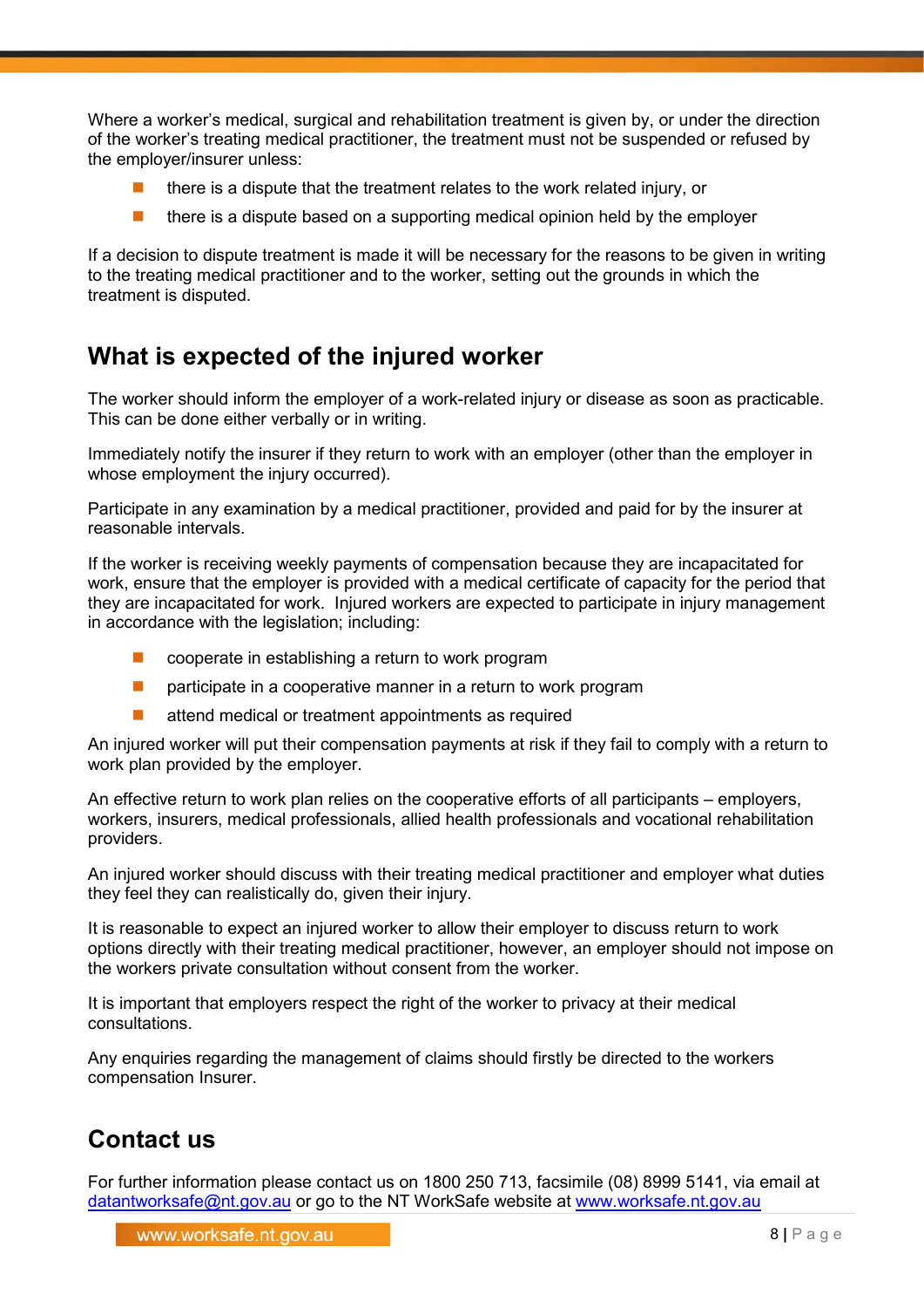Where a worker's medical, surgical and rehabilitation treatment is given by, or under the direction of the worker's treating medical practitioner, the treatment must not be suspended or refused by the employer/insurer unless:

- there is a dispute that the treatment relates to the work related injury, or
- there is a dispute based on a supporting medical opinion held by the employer

If a decision to dispute treatment is made it will be necessary for the reasons to be given in writing to the treating medical practitioner and to the worker, setting out the grounds in which the treatment is disputed.

## What is expected of the injured worker

The worker should inform the employer of a work-related injury or disease as soon as practicable. This can be done either verbally or in writing.

Immediately notify the insurer if they return to work with an employer (other than the employer in whose employment the injury occurred).

Participate in any examination by a medical practitioner, provided and paid for by the insurer at reasonable intervals.

If the worker is receiving weekly payments of compensation because they are incapacitated for work, ensure that the employer is provided with a medical certificate of capacity for the period that they are incapacitated for work. Injured workers are expected to participate in injury management in accordance with the legislation; including:

- cooperate in establishing a return to work program
- participate in a cooperative manner in a return to work program
- attend medical or treatment appointments as required

An injured worker will put their compensation payments at risk if they fail to comply with a return to work plan provided by the employer.

An effective return to work plan relies on the cooperative efforts of all participants – employers, workers, insurers, medical professionals, allied health professionals and vocational rehabilitation providers.

An injured worker should discuss with their treating medical practitioner and employer what duties they feel they can realistically do, given their injury.

It is reasonable to expect an injured worker to allow their employer to discuss return to work options directly with their treating medical practitioner, however, an employer should not impose on the workers private consultation without consent from the worker.

It is important that employers respect the right of the worker to privacy at their medical consultations.

Any enquiries regarding the management of claims should firstly be directed to the workers compensation Insurer.

## Contact us

For further information please contact us on 1800 250 713, facsimile (08) 8999 5141, via email at datantworksafe@nt.gov.au or go to the NT WorkSafe website at www.worksafe.nt.gov.au